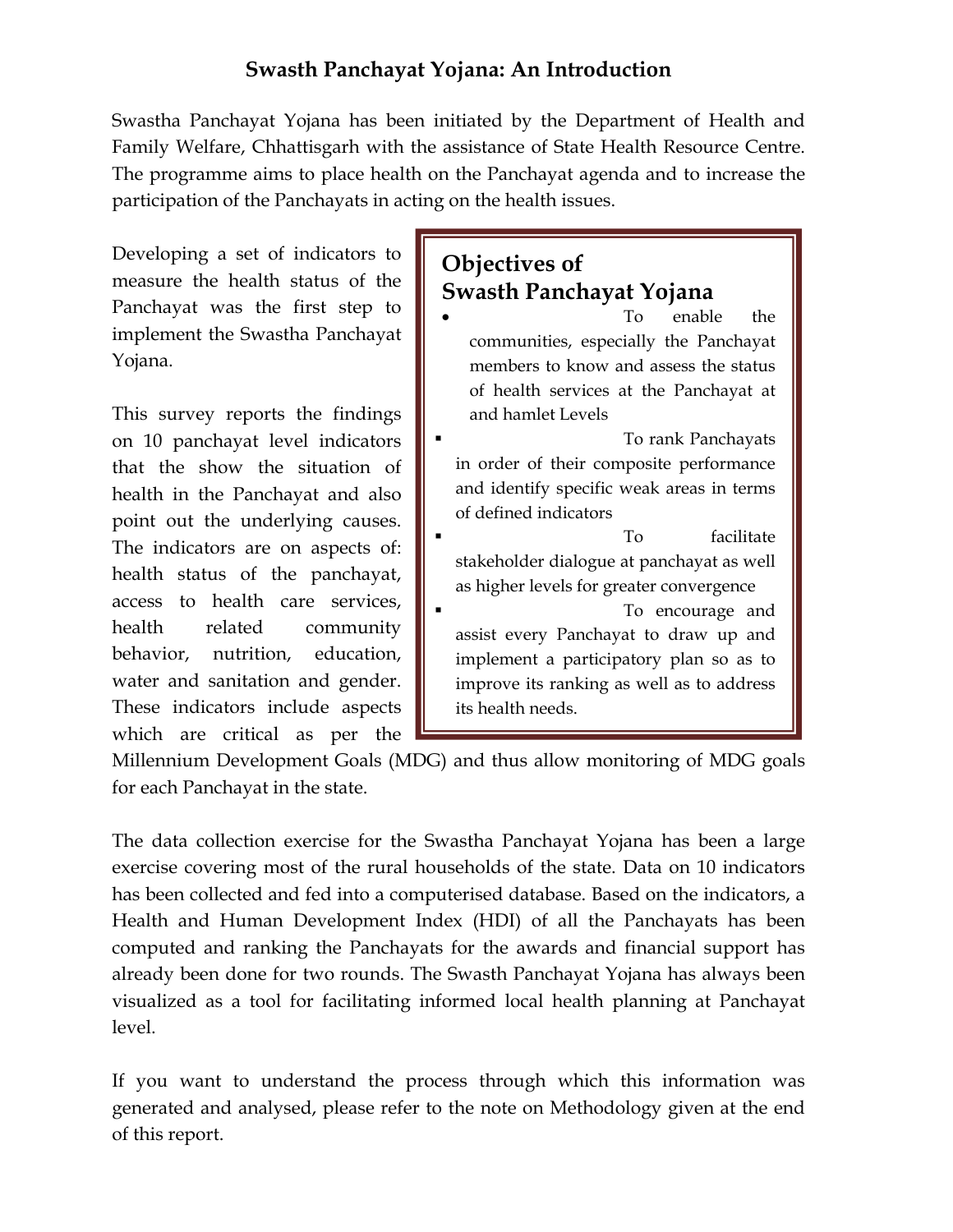# Swasth Panchayat Yojana: An Introduction

Swastha Panchayat Yojana has been initiated by the Department of Health and Family Welfare, Chhattisgarh with the assistance of State Health Resource Centre. The programme aims to place health on the Panchayat agenda and to increase the participation of the Panchayats in acting on the health issues.

Developing a set of indicators to measure the health status of the Panchayat was the first step to implement the Swastha Panchayat Yojana.

This survey reports the findings on 10 panchayat level indicators that the show the situation of health in the Panchayat and also point out the underlying causes. The indicators are on aspects of: health status of the panchayat, access to health care services, health related community behavior, nutrition, education, water and sanitation and gender. These indicators include aspects which are critical as per the Millennium Development Goals (MDG) and thus allow monitoring of MDG goals for each Panchayat in the state.

## Objectives of Swasth Panchayat Yojana

- To enable the communities, especially the Panchayat members to know and assess the status of health services at the Panchayat at and hamlet Levels
- To rank Panchayats in order of their composite performance and identify specific weak areas in terms of defined indicators
- To facilitate stakeholder dialogue at panchayat as well as higher levels for greater convergence
- To encourage and assist every Panchayat to draw up and implement a participatory plan so as to improve its ranking as well as to address its health needs.

The data collection exercise for the Swastha Panchayat Yojana has been a large exercise covering most of the rural households of the state. Data on 10 indicators has been collected and fed into a computerised database. Based on the indicators, a Health and Human Development Index (HDI) of all the Panchayats has been computed and ranking the Panchayats for the awards and financial support has already been done for two rounds. The Swasth Panchayat Yojana has always been visualized as a tool for facilitating informed local health planning at Panchayat level.

If you want to understand the process through which this information was generated and analysed, please refer to the note on Methodology given at the end of this report.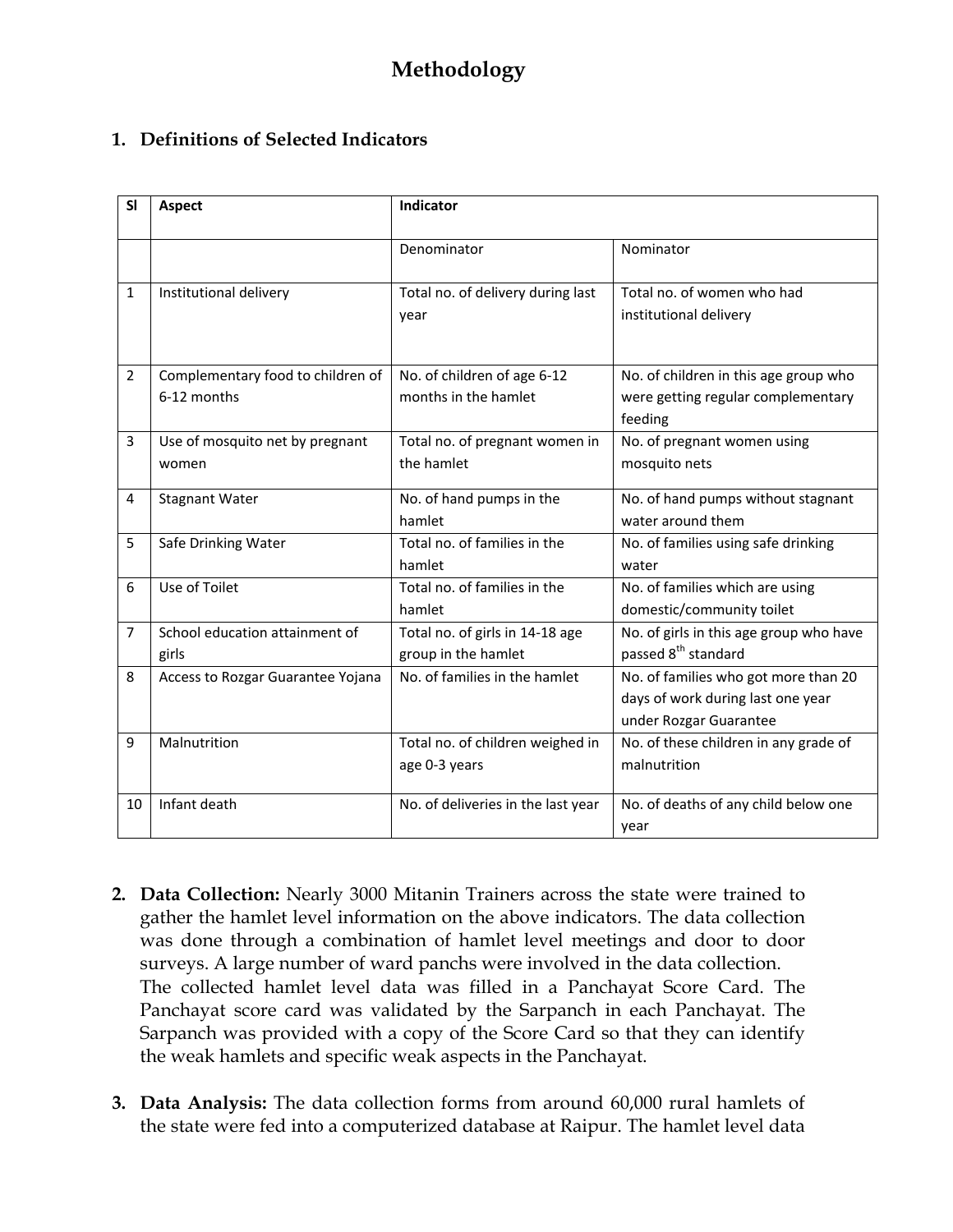# Methodology

## 1. Definitions of Selected Indicators

| Sl | Aspect | Indicator | |
|---|---|---|---|
| | | Denominator | Nominator |
| 1 | Institutional delivery | Total no. of delivery during last year | Total no. of women who had institutional delivery |
| 2 | Complementary food to children of 6-12 months | No. of children of age 6-12 months in the hamlet | No. of children in this age group who were getting regular complementary feeding |
| 3 | Use of mosquito net by pregnant women | Total no. of pregnant women in the hamlet | No. of pregnant women using mosquito nets |
| 4 | Stagnant Water | No. of hand pumps in the hamlet | No. of hand pumps without stagnant water around them |
| 5 | Safe Drinking Water | Total no. of families in the hamlet | No. of families using safe drinking water |
| 6 | Use of Toilet | Total no. of families in the hamlet | No. of families which are using domestic/community toilet |
| 7 | School education attainment of girls | Total no. of girls in 14-18 age group in the hamlet | No. of girls in this age group who have passed 8th standard |
| 8 | Access to Rozgar Guarantee Yojana | No. of families in the hamlet | No. of families who got more than 20 days of work during last one year under Rozgar Guarantee |
| 9 | Malnutrition | Total no. of children weighed in age 0-3 years | No. of these children in any grade of malnutrition |
| 10 | Infant death | No. of deliveries in the last year | No. of deaths of any child below one year |

2. **Data Collection:** Nearly 3000 Mitanin Trainers across the state were trained to gather the hamlet level information on the above indicators. The data collection was done through a combination of hamlet level meetings and door to door surveys. A large number of ward panchs were involved in the data collection.
   The collected hamlet level data was filled in a Panchayat Score Card. The Panchayat score card was validated by the Sarpanch in each Panchayat. The Sarpanch was provided with a copy of the Score Card so that they can identify the weak hamlets and specific weak aspects in the Panchayat.

3. **Data Analysis:** The data collection forms from around 60,000 rural hamlets of the state were fed into a computerized database at Raipur. The hamlet level data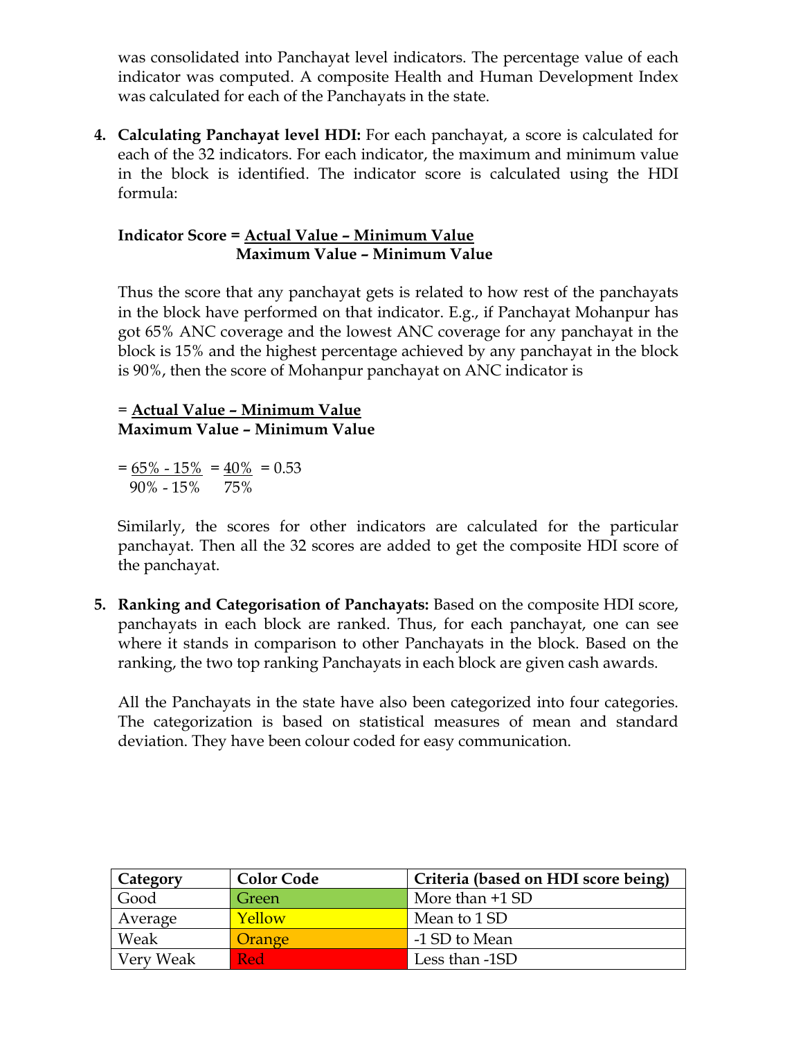was consolidated into Panchayat level indicators. The percentage value of each indicator was computed. A composite Health and Human Development Index was calculated for each of the Panchayats in the state.

4. **Calculating Panchayat level HDI:** For each panchayat, a score is calculated for each of the 32 indicators. For each indicator, the maximum and minimum value in the block is identified. The indicator score is calculated using the HDI formula:

   $$\textbf{Indicator Score} = \frac{\text{Actual Value} - \text{Minimum Value}}{\text{Maximum Value} - \text{Minimum Value}}$$

   Thus the score that any panchayat gets is related to how rest of the panchayats in the block have performed on that indicator. E.g., if Panchayat Mohanpur has got 65% ANC coverage and the lowest ANC coverage for any panchayat in the block is 15% and the highest percentage achieved by any panchayat in the block is 90%, then the score of Mohanpur panchayat on ANC indicator is

   $$= \frac{\text{Actual Value} - \text{Minimum Value}}{\text{Maximum Value} - \text{Minimum Value}}$$

   $$= \frac{65\% - 15\%}{90\% - 15\%} = \frac{40\%}{75\%} = 0.53$$

   Similarly, the scores for other indicators are calculated for the particular panchayat. Then all the 32 scores are added to get the composite HDI score of the panchayat.

5. **Ranking and Categorisation of Panchayats:** Based on the composite HDI score, panchayats in each block are ranked. Thus, for each panchayat, one can see where it stands in comparison to other Panchayats in the block. Based on the ranking, the two top ranking Panchayats in each block are given cash awards.

   All the Panchayats in the state have also been categorized into four categories. The categorization is based on statistical measures of mean and standard deviation. They have been colour coded for easy communication.

| Category | Color Code | Criteria (based on HDI score being) |
|---|---|---|
| Good | Green | More than +1 SD |
| Average | Yellow | Mean to 1 SD |
| Weak | Orange | -1 SD to Mean |
| Very Weak | Red | Less than -1SD |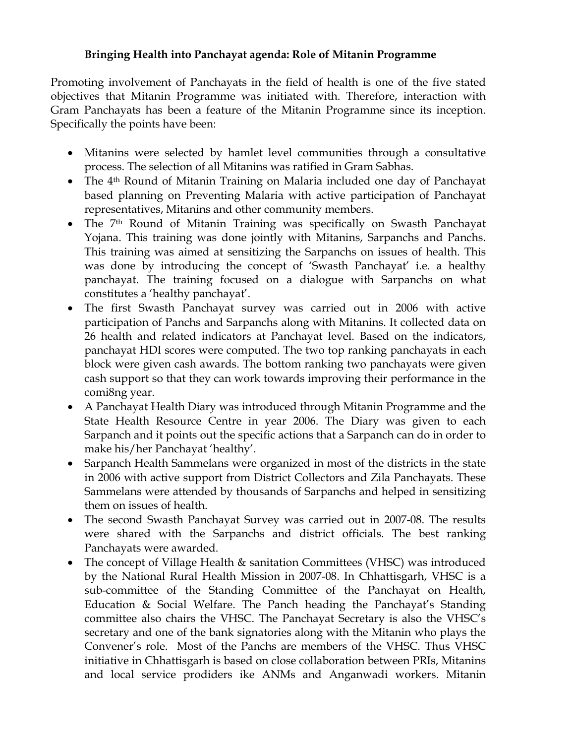**Bringing Health into Panchayat agenda: Role of Mitanin Programme**

Promoting involvement of Panchayats in the field of health is one of the five stated objectives that Mitanin Programme was initiated with. Therefore, interaction with Gram Panchayats has been a feature of the Mitanin Programme since its inception. Specifically the points have been:

- Mitanins were selected by hamlet level communities through a consultative process. The selection of all Mitanins was ratified in Gram Sabhas.
- The 4th Round of Mitanin Training on Malaria included one day of Panchayat based planning on Preventing Malaria with active participation of Panchayat representatives, Mitanins and other community members.
- The 7th Round of Mitanin Training was specifically on Swasth Panchayat Yojana. This training was done jointly with Mitanins, Sarpanchs and Panchs. This training was aimed at sensitizing the Sarpanchs on issues of health. This was done by introducing the concept of 'Swasth Panchayat' i.e. a healthy panchayat. The training focused on a dialogue with Sarpanchs on what constitutes a 'healthy panchayat'.
- The first Swasth Panchayat survey was carried out in 2006 with active participation of Panchs and Sarpanchs along with Mitanins. It collected data on 26 health and related indicators at Panchayat level. Based on the indicators, panchayat HDI scores were computed. The two top ranking panchayats in each block were given cash awards. The bottom ranking two panchayats were given cash support so that they can work towards improving their performance in the comi8ng year.
- A Panchayat Health Diary was introduced through Mitanin Programme and the State Health Resource Centre in year 2006. The Diary was given to each Sarpanch and it points out the specific actions that a Sarpanch can do in order to make his/her Panchayat 'healthy'.
- Sarpanch Health Sammelans were organized in most of the districts in the state in 2006 with active support from District Collectors and Zila Panchayats. These Sammelans were attended by thousands of Sarpanchs and helped in sensitizing them on issues of health.
- The second Swasth Panchayat Survey was carried out in 2007-08. The results were shared with the Sarpanchs and district officials. The best ranking Panchayats were awarded.
- The concept of Village Health & sanitation Committees (VHSC) was introduced by the National Rural Health Mission in 2007-08. In Chhattisgarh, VHSC is a sub-committee of the Standing Committee of the Panchayat on Health, Education & Social Welfare. The Panch heading the Panchayat's Standing committee also chairs the VHSC. The Panchayat Secretary is also the VHSC's secretary and one of the bank signatories along with the Mitanin who plays the Convener's role. Most of the Panchs are members of the VHSC. Thus VHSC initiative in Chhattisgarh is based on close collaboration between PRIs, Mitanins and local service prodiders ike ANMs and Anganwadi workers. Mitanin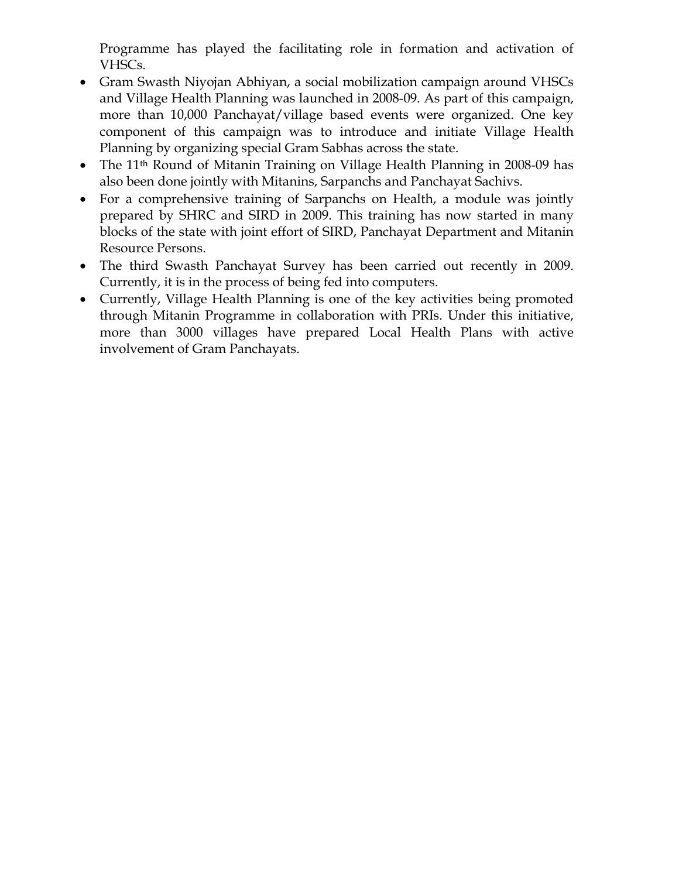Programme has played the facilitating role in formation and activation of VHSCs.

- Gram Swasth Niyojan Abhiyan, a social mobilization campaign around VHSCs and Village Health Planning was launched in 2008-09. As part of this campaign, more than 10,000 Panchayat/village based events were organized. One key component of this campaign was to introduce and initiate Village Health Planning by organizing special Gram Sabhas across the state.
- The 11th Round of Mitanin Training on Village Health Planning in 2008-09 has also been done jointly with Mitanins, Sarpanchs and Panchayat Sachivs.
- For a comprehensive training of Sarpanchs on Health, a module was jointly prepared by SHRC and SIRD in 2009. This training has now started in many blocks of the state with joint effort of SIRD, Panchayat Department and Mitanin Resource Persons.
- The third Swasth Panchayat Survey has been carried out recently in 2009. Currently, it is in the process of being fed into computers.
- Currently, Village Health Planning is one of the key activities being promoted through Mitanin Programme in collaboration with PRIs. Under this initiative, more than 3000 villages have prepared Local Health Plans with active involvement of Gram Panchayats.